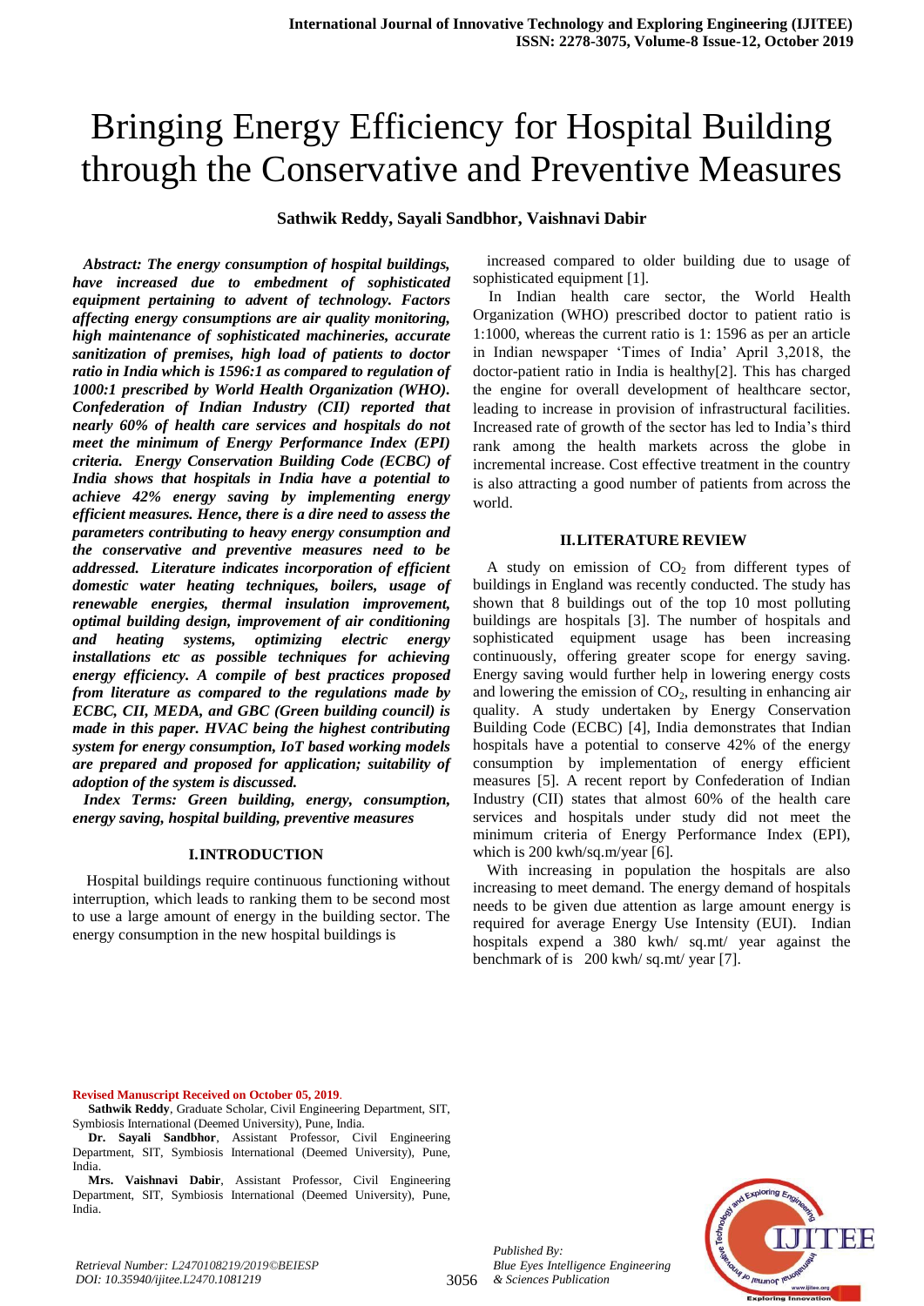# Bringing Energy Efficiency for Hospital Building through the Conservative and Preventive Measures

**Sathwik Reddy, Sayali Sandbhor, Vaishnavi Dabir**

***Abstract: The energy consumption of hospital buildings, have increased due to embedment of sophisticated equipment pertaining to advent of technology. Factors affecting energy consumptions are air quality monitoring, high maintenance of sophisticated machineries, accurate sanitization of premises, high load of patients to doctor ratio in India which is 1596:1 as compared to regulation of 1000:1 prescribed by World Health Organization (WHO). Confederation of Indian Industry (CII) reported that nearly 60% of health care services and hospitals do not meet the minimum of Energy Performance Index (EPI) criteria. Energy Conservation Building Code (ECBC) of India shows that hospitals in India have a potential to achieve 42% energy saving by implementing energy efficient measures. Hence, there is a dire need to assess the parameters contributing to heavy energy consumption and the conservative and preventive measures need to be addressed. Literature indicates incorporation of efficient domestic water heating techniques, boilers, usage of renewable energies, thermal insulation improvement, optimal building design, improvement of air conditioning and heating systems, optimizing electric energy installations etc as possible techniques for achieving energy efficiency. A compile of best practices proposed from literature as compared to the regulations made by ECBC, CII, MEDA, and GBC (Green building council) is made in this paper. HVAC being the highest contributing system for energy consumption, IoT based working models are prepared and proposed for application; suitability of adoption of the system is discussed.***

***Index Terms: Green building, energy, consumption, energy saving, hospital building, preventive measures***

## I. INTRODUCTION

Hospital buildings require continuous functioning without interruption, which leads to ranking them to be second most to use a large amount of energy in the building sector. The energy consumption in the new hospital buildings is increased compared to older building due to usage of sophisticated equipment [1].

In Indian health care sector, the World Health Organization (WHO) prescribed doctor to patient ratio is 1:1000, whereas the current ratio is 1: 1596 as per an article in Indian newspaper 'Times of India' April 3,2018, the doctor-patient ratio in India is healthy[2]. This has charged the engine for overall development of healthcare sector, leading to increase in provision of infrastructural facilities. Increased rate of growth of the sector has led to India's third rank among the health markets across the globe in incremental increase. Cost effective treatment in the country is also attracting a good number of patients from across the world.

## II. LITERATURE REVIEW

A study on emission of $CO_2$ from different types of buildings in England was recently conducted. The study has shown that 8 buildings out of the top 10 most polluting buildings are hospitals [3]. The number of hospitals and sophisticated equipment usage has been increasing continuously, offering greater scope for energy saving. Energy saving would further help in lowering energy costs and lowering the emission of $CO_2$, resulting in enhancing air quality. A study undertaken by Energy Conservation Building Code (ECBC) [4], India demonstrates that Indian hospitals have a potential to conserve 42% of the energy consumption by implementation of energy efficient measures [5]. A recent report by Confederation of Indian Industry (CII) states that almost 60% of the health care services and hospitals under study did not meet the minimum criteria of Energy Performance Index (EPI), which is 200 kwh/sq.m/year [6].

With increasing in population the hospitals are also increasing to meet demand. The energy demand of hospitals needs to be given due attention as large amount energy is required for average Energy Use Intensity (EUI). Indian hospitals expend a 380 kwh/ sq.mt/ year against the benchmark of is 200 kwh/ sq.mt/ year [7].

**Revised Manuscript Received on October 05, 2019.**

**Sathwik Reddy**, Graduate Scholar, Civil Engineering Department, SIT, Symbiosis International (Deemed University), Pune, India.

**Dr. Sayali Sandbhor**, Assistant Professor, Civil Engineering Department, SIT, Symbiosis International (Deemed University), Pune, India.

**Mrs. Vaishnavi Dabir**, Assistant Professor, Civil Engineering Department, SIT, Symbiosis International (Deemed University), Pune, India.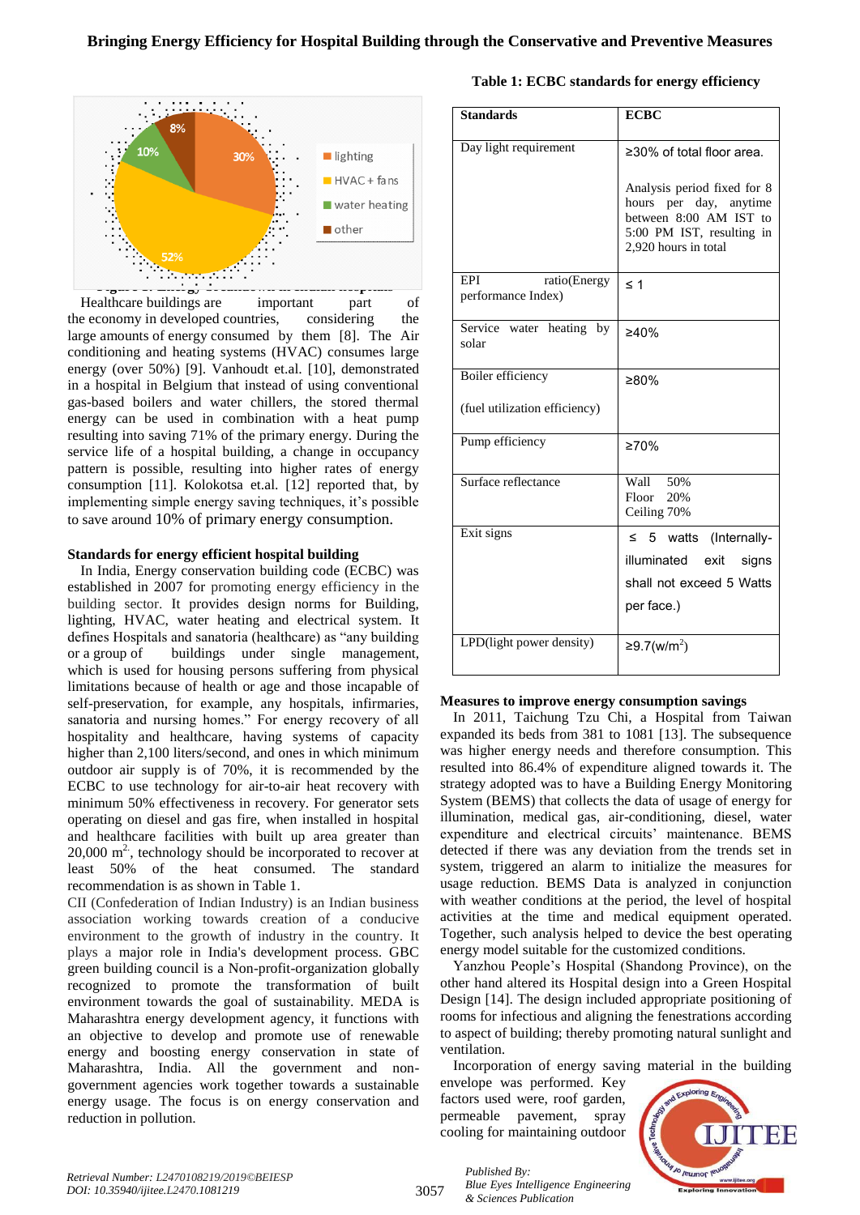Healthcare buildings are important part of the economy in developed countries, considering the large amounts of energy consumed by them [8]. The Air conditioning and heating systems (HVAC) consumes large energy (over 50%) [9]. Vanhoudt et.al. [10], demonstrated in a hospital in Belgium that instead of using conventional gas-based boilers and water chillers, the stored thermal energy can be used in combination with a heat pump resulting into saving 71% of the primary energy. During the service life of a hospital building, a change in occupancy pattern is possible, resulting into higher rates of energy consumption [11]. Kolokotsa et.al. [12] reported that, by implementing simple energy saving techniques, it's possible to save around 10% of primary energy consumption.

### Standards for energy efficient hospital building

In India, Energy conservation building code (ECBC) was established in 2007 for promoting energy efficiency in the building sector. It provides design norms for Building, lighting, HVAC, water heating and electrical system. It defines Hospitals and sanatoria (healthcare) as "any building or a group of buildings under single management, which is used for housing persons suffering from physical limitations because of health or age and those incapable of self-preservation, for example, any hospitals, infirmaries, sanatoria and nursing homes." For energy recovery of all hospitality and healthcare, having systems of capacity higher than 2,100 liters/second, and ones in which minimum outdoor air supply is of 70%, it is recommended by the ECBC to use technology for air-to-air heat recovery with minimum 50% effectiveness in recovery. For generator sets operating on diesel and gas fire, when installed in hospital and healthcare facilities with built up area greater than 20,000 $m^2$, technology should be incorporated to recover at least 50% of the heat consumed. The standard recommendation is as shown in Table 1.

CII (Confederation of Indian Industry) is an Indian business association working towards creation of a conducive environment to the growth of industry in the country. It plays a major role in India's development process. GBC green building council is a Non-profit-organization globally recognized to promote the transformation of built environment towards the goal of sustainability. MEDA is Maharashtra energy development agency, it functions with an objective to develop and promote use of renewable energy and boosting energy conservation in state of Maharashtra, India. All the government and non-government agencies work together towards a sustainable energy usage. The focus is on energy conservation and reduction in pollution.

**Table 1: ECBC standards for energy efficiency**

| Standards | ECBC |
|---|---|
| Day light requirement | ≥30% of total floor area.<br><br>Analysis period fixed for 8 hours per day, anytime between 8:00 AM IST to 5:00 PM IST, resulting in 2,920 hours in total |
| EPI ratio(Energy performance Index) | ≤ 1 |
| Service water heating by solar | ≥40% |
| Boiler efficiency<br><br>(fuel utilization efficiency) | ≥80% |
| Pump efficiency | ≥70% |
| Surface reflectance | Wall 50%<br>Floor 20%<br>Ceiling 70% |
| Exit signs | ≤ 5 watts (Internally-illuminated exit signs shall not exceed 5 Watts per face.) |
| LPD(light power density) | ≥9.7(w/$m^2$) |

### Measures to improve energy consumption savings

In 2011, Taichung Tzu Chi, a Hospital from Taiwan expanded its beds from 381 to 1081 [13]. The subsequence was higher energy needs and therefore consumption. This resulted into 86.4% of expenditure aligned towards it. The strategy adopted was to have a Building Energy Monitoring System (BEMS) that collects the data of usage of energy for illumination, medical gas, air-conditioning, diesel, water expenditure and electrical circuits' maintenance. BEMS detected if there was any deviation from the trends set in system, triggered an alarm to initialize the measures for usage reduction. BEMS Data is analyzed in conjunction with weather conditions at the period, the level of hospital activities at the time and medical equipment operated. Together, such analysis helped to device the best operating energy model suitable for the customized conditions.

Yanzhou People's Hospital (Shandong Province), on the other hand altered its Hospital design into a Green Hospital Design [14]. The design included appropriate positioning of rooms for infectious and aligning the fenestrations according to aspect of building; thereby promoting natural sunlight and ventilation.

Incorporation of energy saving material in the building envelope was performed. Key factors used were, roof garden, permeable pavement, spray cooling for maintaining outdoor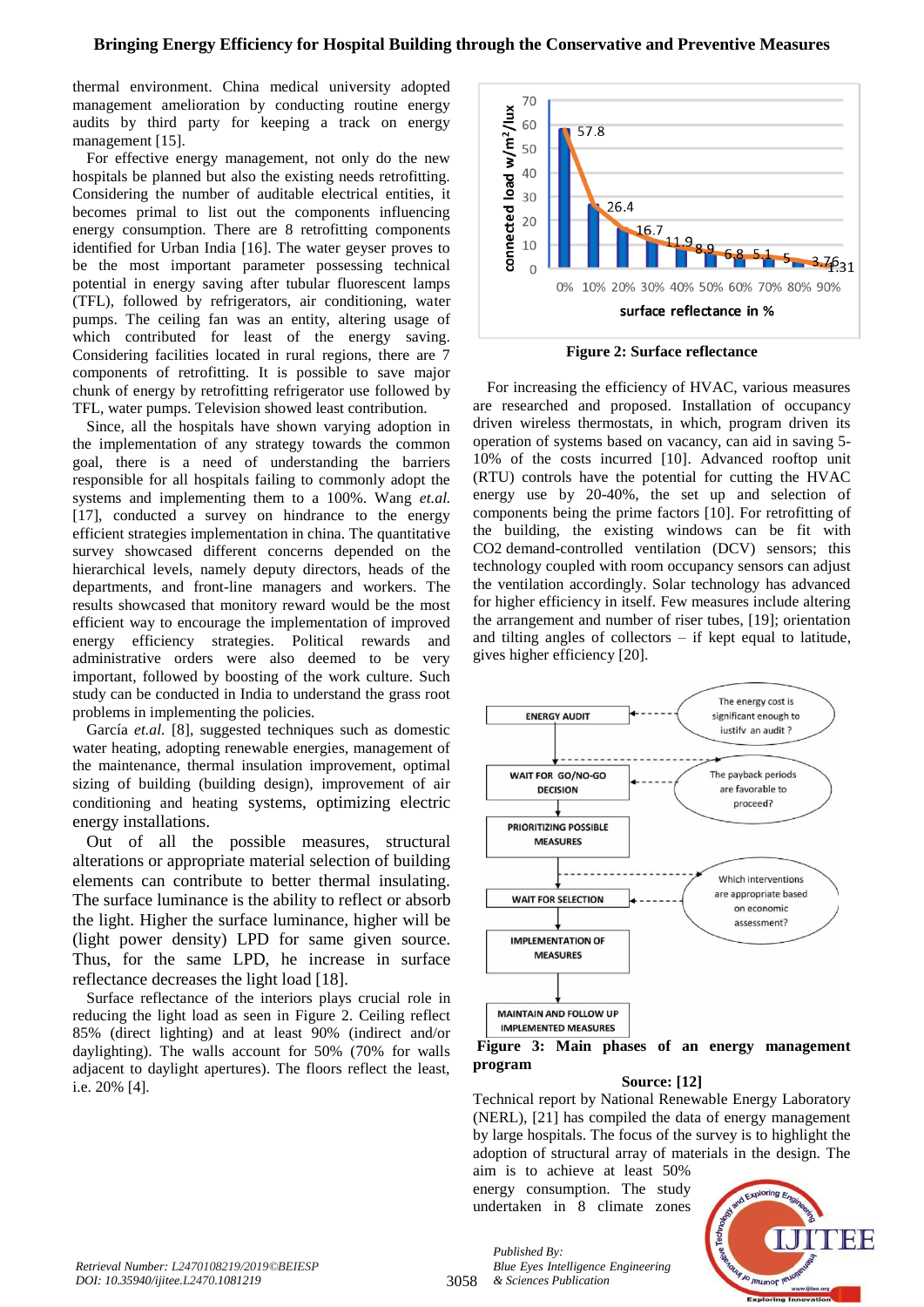thermal environment. China medical university adopted management amelioration by conducting routine energy audits by third party for keeping a track on energy management [15].

For effective energy management, not only do the new hospitals be planned but also the existing needs retrofitting. Considering the number of auditable electrical entities, it becomes primal to list out the components influencing energy consumption. There are 8 retrofitting components identified for Urban India [16]. The water geyser proves to be the most important parameter possessing technical potential in energy saving after tubular fluorescent lamps (TFL), followed by refrigerators, air conditioning, water pumps. The ceiling fan was an entity, altering usage of which contributed for least of the energy saving. Considering facilities located in rural regions, there are 7 components of retrofitting. It is possible to save major chunk of energy by retrofitting refrigerator use followed by TFL, water pumps. Television showed least contribution.

Since, all the hospitals have shown varying adoption in the implementation of any strategy towards the common goal, there is a need of understanding the barriers responsible for all hospitals failing to commonly adopt the systems and implementing them to a 100%. Wang *et.al.* [17], conducted a survey on hindrance to the energy efficient strategies implementation in china. The quantitative survey showcased different concerns depended on the hierarchical levels, namely deputy directors, heads of the departments, and front-line managers and workers. The results showcased that monitory reward would be the most efficient way to encourage the implementation of improved energy efficiency strategies. Political rewards and administrative orders were also deemed to be very important, followed by boosting of the work culture. Such study can be conducted in India to understand the grass root problems in implementing the policies.

García *et.al.* [8], suggested techniques such as domestic water heating, adopting renewable energies, management of the maintenance, thermal insulation improvement, optimal sizing of building (building design), improvement of air conditioning and heating systems, optimizing electric energy installations.

Out of all the possible measures, structural alterations or appropriate material selection of building elements can contribute to better thermal insulating. The surface luminance is the ability to reflect or absorb the light. Higher the surface luminance, higher will be (light power density) LPD for same given source. Thus, for the same LPD, he increase in surface reflectance decreases the light load [18].

Surface reflectance of the interiors plays crucial role in reducing the light load as seen in Figure 2. Ceiling reflect 85% (direct lighting) and at least 90% (indirect and/or daylighting). The walls account for 50% (70% for walls adjacent to daylight apertures). The floors reflect the least, i.e. 20% [4].

**Figure 2: Surface reflectance**

For increasing the efficiency of HVAC, various measures are researched and proposed. Installation of occupancy driven wireless thermostats, in which, program driven its operation of systems based on vacancy, can aid in saving 5-10% of the costs incurred [10]. Advanced rooftop unit (RTU) controls have the potential for cutting the HVAC energy use by 20-40%, the set up and selection of components being the prime factors [10]. For retrofitting of the building, the existing windows can be fit with $CO_2$ demand-controlled ventilation (DCV) sensors; this technology coupled with room occupancy sensors can adjust the ventilation accordingly. Solar technology has advanced for higher efficiency in itself. Few measures include altering the arrangement and number of riser tubes, [19]; orientation and tilting angles of collectors – if kept equal to latitude, gives higher efficiency [20].

**Figure 3: Main phases of an energy management program**

**Source: [12]**

Technical report by National Renewable Energy Laboratory (NERL), [21] has compiled the data of energy management by large hospitals. The focus of the survey is to highlight the adoption of structural array of materials in the design. The aim is to achieve at least 50% energy consumption. The study undertaken in 8 climate zones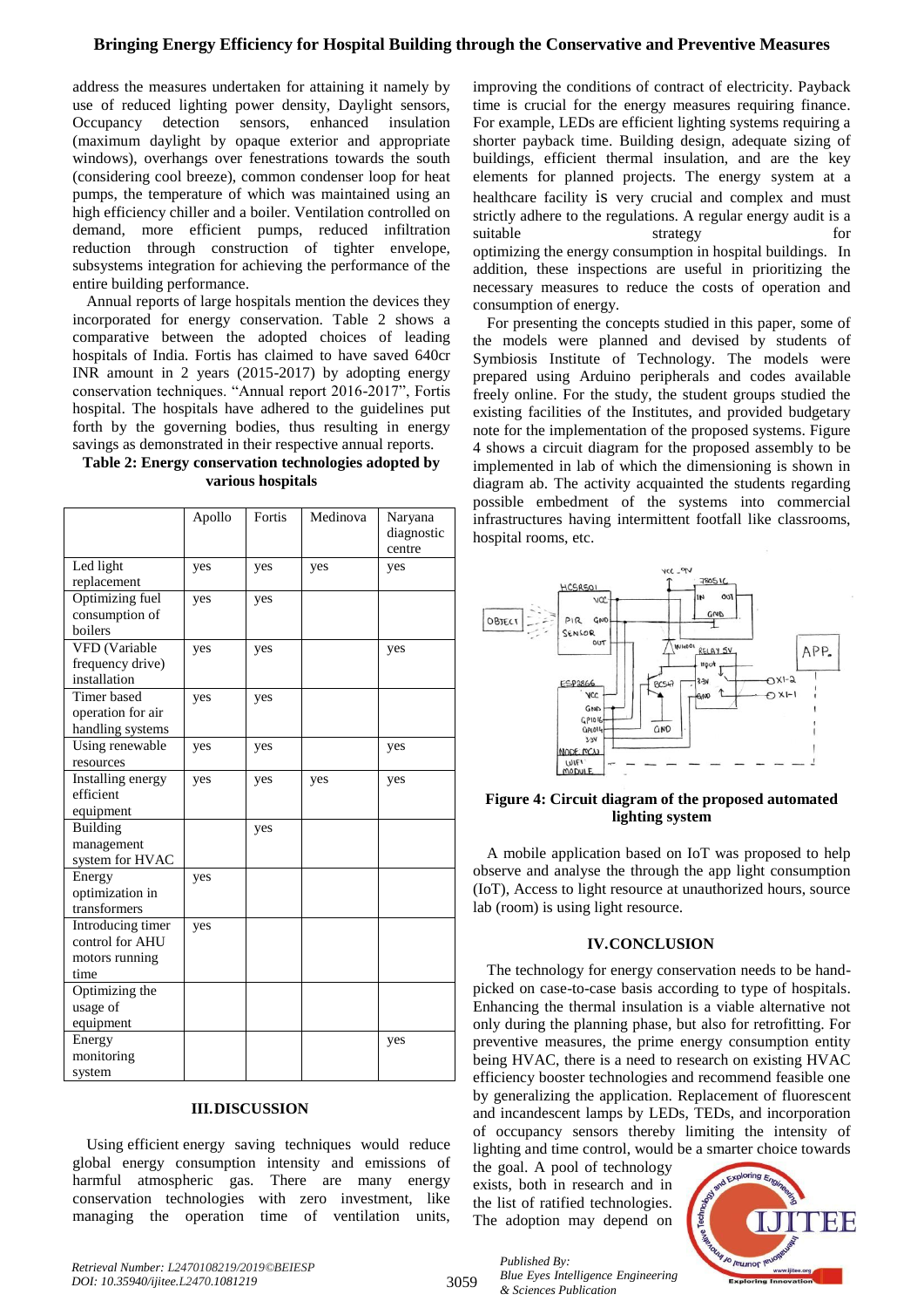address the measures undertaken for attaining it namely by use of reduced lighting power density, Daylight sensors, Occupancy detection sensors, enhanced insulation (maximum daylight by opaque exterior and appropriate windows), overhangs over fenestrations towards the south (considering cool breeze), common condenser loop for heat pumps, the temperature of which was maintained using an high efficiency chiller and a boiler. Ventilation controlled on demand, more efficient pumps, reduced infiltration reduction through construction of tighter envelope, subsystems integration for achieving the performance of the entire building performance.

Annual reports of large hospitals mention the devices they incorporated for energy conservation. Table 2 shows a comparative between the adopted choices of leading hospitals of India. Fortis has claimed to have saved 640cr INR amount in 2 years (2015-2017) by adopting energy conservation techniques. "Annual report 2016-2017", Fortis hospital. The hospitals have adhered to the guidelines put forth by the governing bodies, thus resulting in energy savings as demonstrated in their respective annual reports.

**Table 2: Energy conservation technologies adopted by various hospitals**

| | Apollo | Fortis | Medinova | Naryana diagnostic centre |
|---|---|---|---|---|
| Led light replacement | yes | yes | yes | yes |
| Optimizing fuel consumption of boilers | yes | yes | | |
| VFD (Variable frequency drive) installation | yes | yes | | yes |
| Timer based operation for air handling systems | yes | yes | | |
| Using renewable resources | yes | yes | | yes |
| Installing energy efficient equipment | yes | yes | yes | yes |
| Building management system for HVAC | | yes | | |
| Energy optimization in transformers | yes | | | |
| Introducing timer control for AHU motors running time | yes | | | |
| Optimizing the usage of equipment | | | | |
| Energy monitoring system | | | | yes |

## III. DISCUSSION

Using efficient energy saving techniques would reduce global energy consumption intensity and emissions of harmful atmospheric gas. There are many energy conservation technologies with zero investment, like managing the operation time of ventilation units, improving the conditions of contract of electricity. Payback time is crucial for the energy measures requiring finance. For example, LEDs are efficient lighting systems requiring a shorter payback time. Building design, adequate sizing of buildings, efficient thermal insulation, and are the key elements for planned projects. The energy system at a healthcare facility is very crucial and complex and must strictly adhere to the regulations. A regular energy audit is a suitable strategy for optimizing the energy consumption in hospital buildings. In addition, these inspections are useful in prioritizing the necessary measures to reduce the costs of operation and consumption of energy.

For presenting the concepts studied in this paper, some of the models were planned and devised by students of Symbiosis Institute of Technology. The models were prepared using Arduino peripherals and codes available freely online. For the study, the student groups studied the existing facilities of the Institutes, and provided budgetary note for the implementation of the proposed systems. Figure 4 shows a circuit diagram for the proposed assembly to be implemented in lab of which the dimensioning is shown in diagram ab. The activity acquainted the students regarding possible embedment of the systems into commercial infrastructures having intermittent footfall like classrooms, hospital rooms, etc.

**Figure 4: Circuit diagram of the proposed automated lighting system**

A mobile application based on IoT was proposed to help observe and analyse the through the app light consumption (IoT), Access to light resource at unauthorized hours, source lab (room) is using light resource.

## IV. CONCLUSION

The technology for energy conservation needs to be hand-picked on case-to-case basis according to type of hospitals. Enhancing the thermal insulation is a viable alternative not only during the planning phase, but also for retrofitting. For preventive measures, the prime energy consumption entity being HVAC, there is a need to research on existing HVAC efficiency booster technologies and recommend feasible one by generalizing the application. Replacement of fluorescent and incandescent lamps by LEDs, TEDs, and incorporation of occupancy sensors thereby limiting the intensity of lighting and time control, would be a smarter choice towards the goal. A pool of technology exists, both in research and in the list of ratified technologies. The adoption may depend on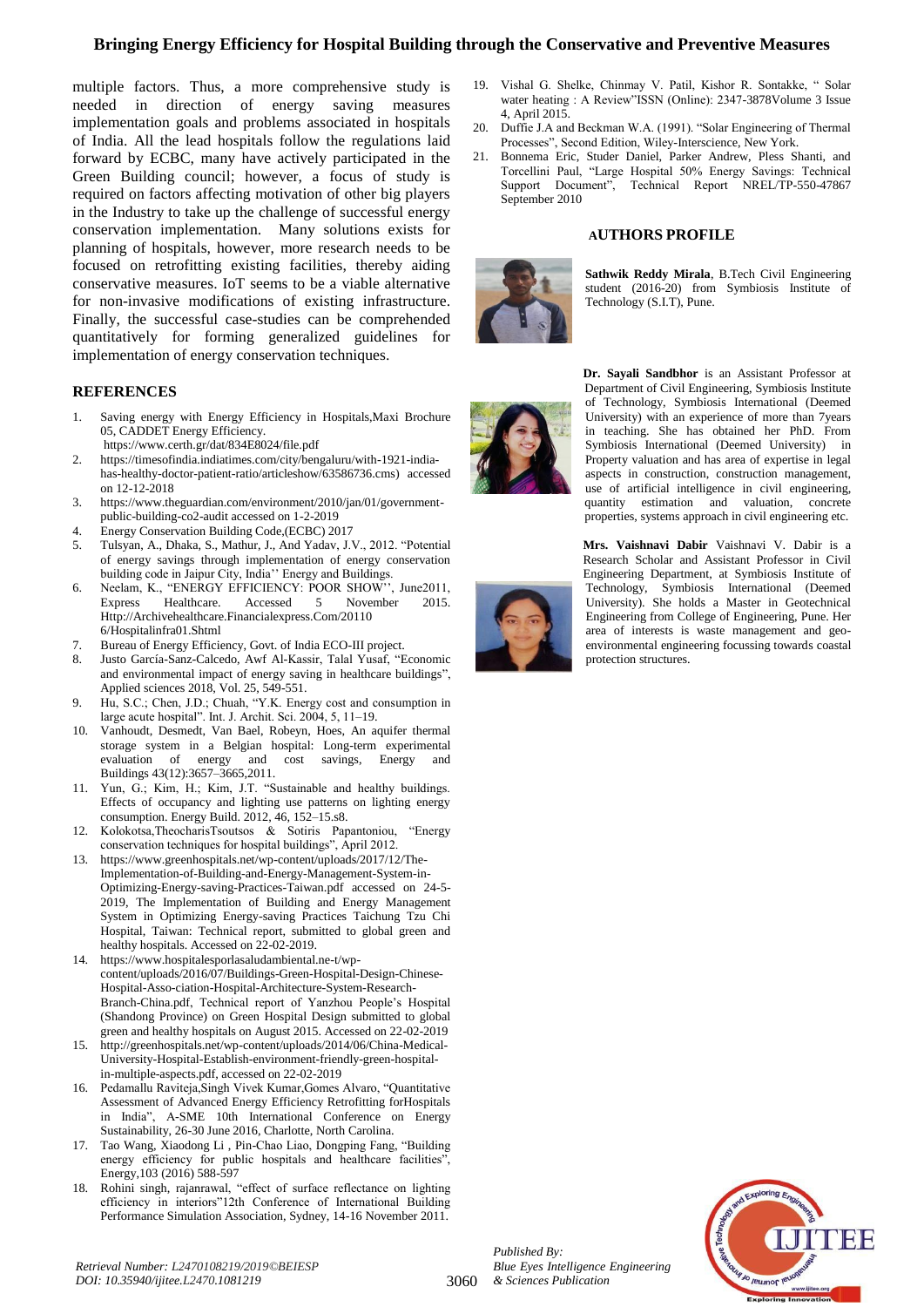multiple factors. Thus, a more comprehensive study is needed in direction of energy saving measures implementation goals and problems associated in hospitals of India. All the lead hospitals follow the regulations laid forward by ECBC, many have actively participated in the Green Building council; however, a focus of study is required on factors affecting motivation of other big players in the Industry to take up the challenge of successful energy conservation implementation. Many solutions exists for planning of hospitals, however, more research needs to be focused on retrofitting existing facilities, thereby aiding conservative measures. IoT seems to be a viable alternative for non-invasive modifications of existing infrastructure. Finally, the successful case-studies can be comprehended quantitatively for forming generalized guidelines for implementation of energy conservation techniques.

## REFERENCES

1. Saving energy with Energy Efficiency in Hospitals,Maxi Brochure 05, CADDET Energy Efficiency. https://www.certh.gr/dat/834E8024/file.pdf
2. https://timesofindia.indiatimes.com/city/bengaluru/with-1921-india-has-healthy-doctor-patient-ratio/articleshow/63586736.cms) accessed on 12-12-2018
3. https://www.theguardian.com/environment/2010/jan/01/government-public-building-co2-audit accessed on 1-2-2019
4. Energy Conservation Building Code,(ECBC) 2017
5. Tulsyan, A., Dhaka, S., Mathur, J., And Yadav, J.V., 2012. "Potential of energy savings through implementation of energy conservation building code in Jaipur City, India'' Energy and Buildings.
6. Neelam, K., "ENERGY EFFICIENCY: POOR SHOW'', June2011, Express Healthcare. Accessed 5 November 2015. Http://Archivehealthcare.Financialexpress.Com/20110 6/Hospitalinfra01.Shtml
7. Bureau of Energy Efficiency, Govt. of India ECO-III project.
8. Justo García-Sanz-Calcedo, Awf Al-Kassir, Talal Yusaf, "Economic and environmental impact of energy saving in healthcare buildings", Applied sciences 2018, Vol. 25, 549-551.
9. Hu, S.C.; Chen, J.D.; Chuah, "Y.K. Energy cost and consumption in large acute hospital". Int. J. Archit. Sci. 2004, 5, 11–19.
10. Vanhoudt, Desmedt, Van Bael, Robeyn, Hoes, An aquifer thermal storage system in a Belgian hospital: Long-term experimental evaluation of energy and cost savings, Energy and Buildings 43(12):3657–3665,2011.
11. Yun, G.; Kim, H.; Kim, J.T. "Sustainable and healthy buildings. Effects of occupancy and lighting use patterns on lighting energy consumption. Energy Build. 2012, 46, 152–15.s8.
12. Kolokotsa,TheocharisTsoutsos & Sotiris Papantoniou, "Energy conservation techniques for hospital buildings", April 2012.
13. https://www.greenhospitals.net/wp-content/uploads/2017/12/The-Implementation-of-Building-and-Energy-Management-System-in-Optimizing-Energy-saving-Practices-Taiwan.pdf accessed on 24-5-2019, The Implementation of Building and Energy Management System in Optimizing Energy-saving Practices Taichung Tzu Chi Hospital, Taiwan: Technical report, submitted to global green and healthy hospitals. Accessed on 22-02-2019.
14. https://www.hospitalesporlasaludambiental.ne-t/wp-content/uploads/2016/07/Buildings-Green-Hospital-Design-Chinese-Hospital-Asso-ciation-Hospital-Architecture-System-Research-Branch-China.pdf, Technical report of Yanzhou People's Hospital (Shandong Province) on Green Hospital Design submitted to global green and healthy hospitals on August 2015. Accessed on 22-02-2019
15. http://greenhospitals.net/wp-content/uploads/2014/06/China-Medical-University-Hospital-Establish-environment-friendly-green-hospital-in-multiple-aspects.pdf, accessed on 22-02-2019
16. Pedamallu Raviteja,Singh Vivek Kumar,Gomes Alvaro, "Quantitative Assessment of Advanced Energy Efficiency Retrofitting forHospitals in India", A-SME 10th International Conference on Energy Sustainability, 26-30 June 2016, Charlotte, North Carolina.
17. Tao Wang, Xiaodong Li , Pin-Chao Liao, Dongping Fang, "Building energy efficiency for public hospitals and healthcare facilities", Energy,103 (2016) 588-597
18. Rohini singh, rajanrawal, "effect of surface reflectance on lighting efficiency in interiors"12th Conference of International Building Performance Simulation Association, Sydney, 14-16 November 2011.
19. Vishal G. Shelke, Chinmay V. Patil, Kishor R. Sontakke, " Solar water heating : A Review"ISSN (Online): 2347-3878Volume 3 Issue 4, April 2015.
20. Duffie J.A and Beckman W.A. (1991). "Solar Engineering of Thermal Processes", Second Edition, Wiley-Interscience, New York.
21. Bonnema Eric, Studer Daniel, Parker Andrew, Pless Shanti, and Torcellini Paul, "Large Hospital 50% Energy Savings: Technical Support Document", Technical Report NREL/TP-550-47867 September 2010

## AUTHORS PROFILE

**Sathwik Reddy Mirala**, B.Tech Civil Engineering student (2016-20) from Symbiosis Institute of Technology (S.I.T), Pune.

**Dr. Sayali Sandbhor** is an Assistant Professor at Department of Civil Engineering, Symbiosis Institute of Technology, Symbiosis International (Deemed University) with an experience of more than 7years in teaching. She has obtained her PhD. From Symbiosis International (Deemed University) in Property valuation and has area of expertise in legal aspects in construction, construction management, use of artificial intelligence in civil engineering, quantity estimation and valuation, concrete properties, systems approach in civil engineering etc.

**Mrs. Vaishnavi Dabir** Vaishnavi V. Dabir is a Research Scholar and Assistant Professor in Civil Engineering Department, at Symbiosis Institute of Technology, Symbiosis International (Deemed University). She holds a Master in Geotechnical Engineering from College of Engineering, Pune. Her area of interests is waste management and geo-environmental engineering focussing towards coastal protection structures.